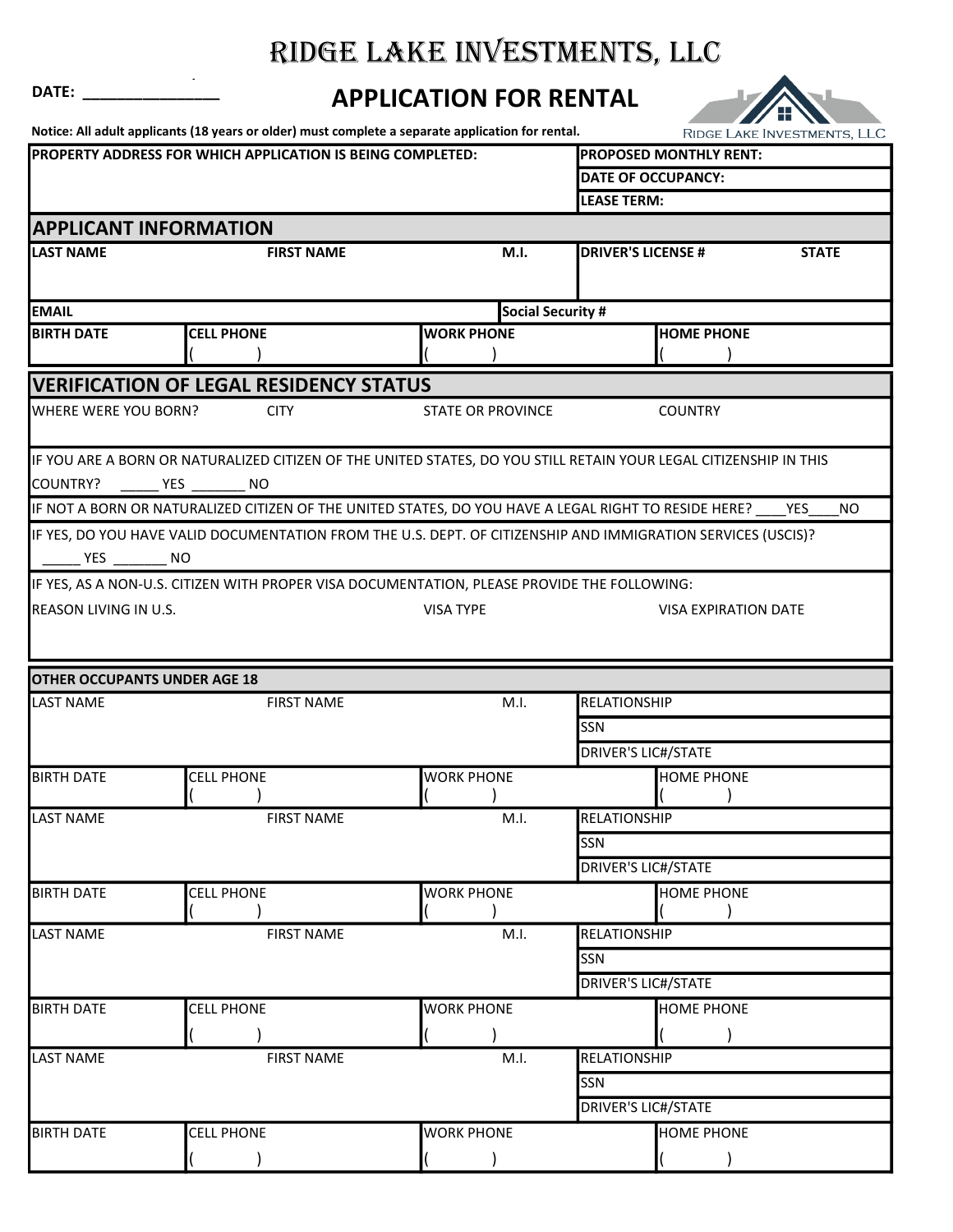# RIDGE LAKE INVESTMENTS, LLC

**DATE:** ________________

## APPLICATION FOR RENTAL

RIDGE LAKE INVESTMENTS, LLC

**Notice: All adult applicants (18 years or older) must complete a separate application for rental.**

| PROPERTY ADDRESS FOR WHICH APPLICATION IS BEING COMPLETED: | PROPOSED MONTHLY RENT: |
|---|---|
| | DATE OF OCCUPANCY: |
| | LEASE TERM: |

## APPLICANT INFORMATION

| LAST NAME | FIRST NAME | M.I. | DRIVER'S LICENSE # | STATE |
|---|---|---|---|---|
| | | | | |

| EMAIL | Social Security # |
|---|---|
| | |

| BIRTH DATE | CELL PHONE | WORK PHONE | HOME PHONE |
|---|---|---|---|
| | (     ) | (     ) | (     ) |

## VERIFICATION OF LEGAL RESIDENCY STATUS

| WHERE WERE YOU BORN? | CITY | STATE OR PROVINCE | COUNTRY |
|---|---|---|---|
| | | | |

IF YOU ARE A BORN OR NATURALIZED CITIZEN OF THE UNITED STATES, DO YOU STILL RETAIN YOUR LEGAL CITIZENSHIP IN THIS COUNTRY? _____ YES _______ NO

IF NOT A BORN OR NATURALIZED CITIZEN OF THE UNITED STATES, DO YOU HAVE A LEGAL RIGHT TO RESIDE HERE? ____YES____NO

IF YES, DO YOU HAVE VALID DOCUMENTATION FROM THE U.S. DEPT. OF CITIZENSHIP AND IMMIGRATION SERVICES (USCIS)? _____ YES _______ NO

IF YES, AS A NON-U.S. CITIZEN WITH PROPER VISA DOCUMENTATION, PLEASE PROVIDE THE FOLLOWING:

| REASON LIVING IN U.S. | VISA TYPE | VISA EXPIRATION DATE |
|---|---|---|
| | | |

## OTHER OCCUPANTS UNDER AGE 18

| LAST NAME | FIRST NAME | M.I. | RELATIONSHIP |
|---|---|---|---|
| | | | SSN |
| | | | DRIVER'S LIC#/STATE |
| BIRTH DATE | CELL PHONE (     ) | WORK PHONE (     ) | HOME PHONE (     ) |
| LAST NAME | FIRST NAME | M.I. | RELATIONSHIP |
| | | | SSN |
| | | | DRIVER'S LIC#/STATE |
| BIRTH DATE | CELL PHONE (     ) | WORK PHONE (     ) | HOME PHONE (     ) |
| LAST NAME | FIRST NAME | M.I. | RELATIONSHIP |
| | | | SSN |
| | | | DRIVER'S LIC#/STATE |
| BIRTH DATE | CELL PHONE (     ) | WORK PHONE (     ) | HOME PHONE (     ) |
| LAST NAME | FIRST NAME | M.I. | RELATIONSHIP |
| | | | SSN |
| | | | DRIVER'S LIC#/STATE |
| BIRTH DATE | CELL PHONE (     ) | WORK PHONE (     ) | HOME PHONE (     ) |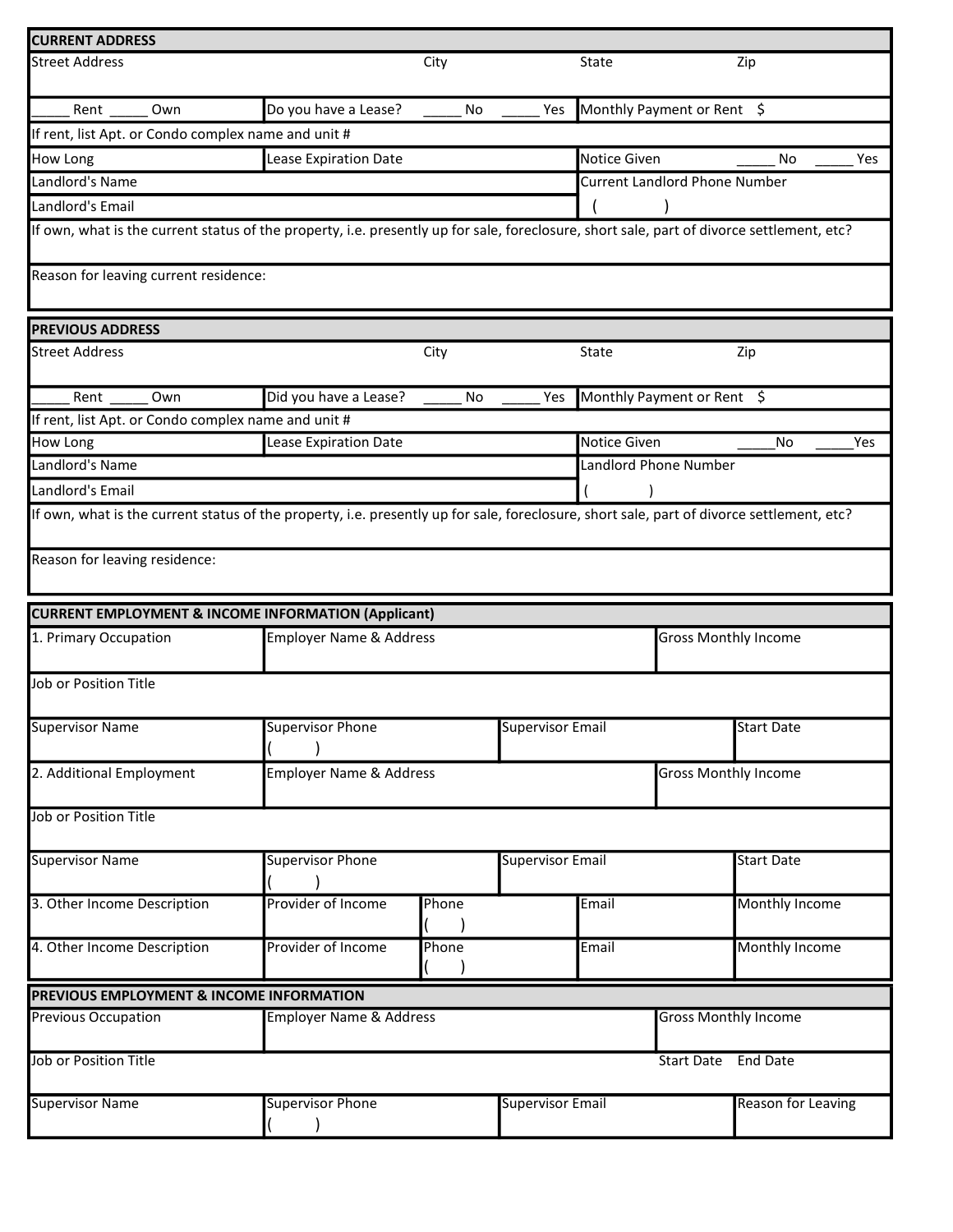## CURRENT ADDRESS

| Street Address | City | State | Zip |
|---|---|---|---|
| | | | |

| _____ Rent _____ Own | Do you have a Lease? _____ No _____ Yes | Monthly Payment or Rent $ |
|---|---|---|

If rent, list Apt. or Condo complex name and unit #

| How Long | Lease Expiration Date | Notice Given _____ No _____ Yes |
|---|---|---|

| Landlord's Name | Current Landlord Phone Number |
|---|---|
| Landlord's Email | ( ) |

If own, what is the current status of the property, i.e. presently up for sale, foreclosure, short sale, part of divorce settlement, etc?

Reason for leaving current residence:

## PREVIOUS ADDRESS

| Street Address | City | State | Zip |
|---|---|---|---|
| | | | |

| _____ Rent _____ Own | Did you have a Lease? _____ No _____ Yes | Monthly Payment or Rent $ |
|---|---|---|

If rent, list Apt. or Condo complex name and unit #

| How Long | Lease Expiration Date | Notice Given _____No _____Yes |
|---|---|---|

| Landlord's Name | Landlord Phone Number |
|---|---|
| Landlord's Email | ( ) |

If own, what is the current status of the property, i.e. presently up for sale, foreclosure, short sale, part of divorce settlement, etc?

Reason for leaving residence:

## CURRENT EMPLOYMENT & INCOME INFORMATION (Applicant)

| 1. Primary Occupation | Employer Name & Address | Gross Monthly Income |
|---|---|---|

Job or Position Title

| Supervisor Name | Supervisor Phone | Supervisor Email | Start Date |
|---|---|---|---|
| | ( ) | | |

| 2. Additional Employment | Employer Name & Address | Gross Monthly Income |
|---|---|---|

Job or Position Title

| Supervisor Name | Supervisor Phone | Supervisor Email | Start Date |
|---|---|---|---|
| | ( ) | | |

| 3. Other Income Description | Provider of Income | Phone | Email | Monthly Income |
|---|---|---|---|---|
| | | ( ) | | |
| 4. Other Income Description | Provider of Income | Phone | Email | Monthly Income |
| | | ( ) | | |

## PREVIOUS EMPLOYMENT & INCOME INFORMATION

| Previous Occupation | Employer Name & Address | Gross Monthly Income |
|---|---|---|

| Job or Position Title | Start Date | End Date |
|---|---|---|

| Supervisor Name | Supervisor Phone | Supervisor Email | Reason for Leaving |
|---|---|---|---|
| | ( ) | | |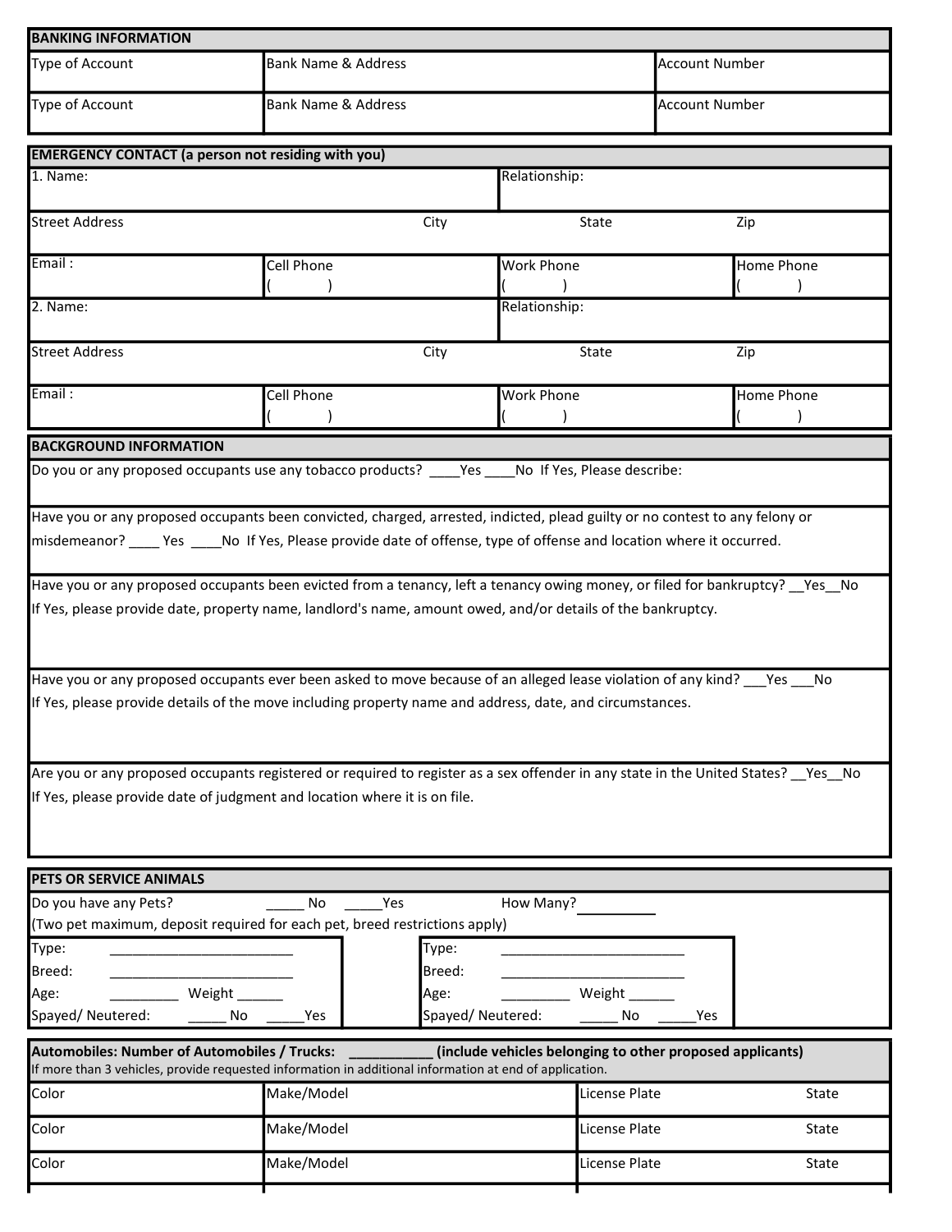## BANKING INFORMATION

| Type of Account | Bank Name & Address | Account Number |
|---|---|---|
| Type of Account | Bank Name & Address | Account Number |

## EMERGENCY CONTACT (a person not residing with you)

| 1. Name: | | Relationship: | |
|---|---|---|---|
| Street Address | City | State | Zip |
| Email : | Cell Phone ( ) | Work Phone ( ) | Home Phone ( ) |
| 2. Name: | | Relationship: | |
| Street Address | City | State | Zip |
| Email : | Cell Phone ( ) | Work Phone ( ) | Home Phone ( ) |

## BACKGROUND INFORMATION

Do you or any proposed occupants use any tobacco products? ____Yes ____No If Yes, Please describe:

Have you or any proposed occupants been convicted, charged, arrested, indicted, plead guilty or no contest to any felony or misdemeanor? ____ Yes ____No If Yes, Please provide date of offense, type of offense and location where it occurred.

Have you or any proposed occupants been evicted from a tenancy, left a tenancy owing money, or filed for bankruptcy? __Yes__No
If Yes, please provide date, property name, landlord's name, amount owed, and/or details of the bankruptcy.

Have you or any proposed occupants ever been asked to move because of an alleged lease violation of any kind? ___Yes ___No
If Yes, please provide details of the move including property name and address, date, and circumstances.

Are you or any proposed occupants registered or required to register as a sex offender in any state in the United States? __Yes__No
If Yes, please provide date of judgment and location where it is on file.

## PETS OR SERVICE ANIMALS

Do you have any Pets? _____ No _____Yes How Many? __________
(Two pet maximum, deposit required for each pet, breed restrictions apply)

| Pet 1 | Pet 2 |
|---|---|
| Type: ________________________ | Type: ________________________ |
| Breed: ________________________ | Breed: ________________________ |
| Age: _________ Weight ______ | Age: _________ Weight ______ |
| Spayed/ Neutered: _____ No _____Yes | Spayed/ Neutered: _____ No _____Yes |

## Automobiles: Number of Automobiles / Trucks: ___________ (include vehicles belonging to other proposed applicants)

If more than 3 vehicles, provide requested information in additional information at end of application.

| Color | Make/Model | License Plate | State |
|---|---|---|---|
| Color | Make/Model | License Plate | State |
| Color | Make/Model | License Plate | State |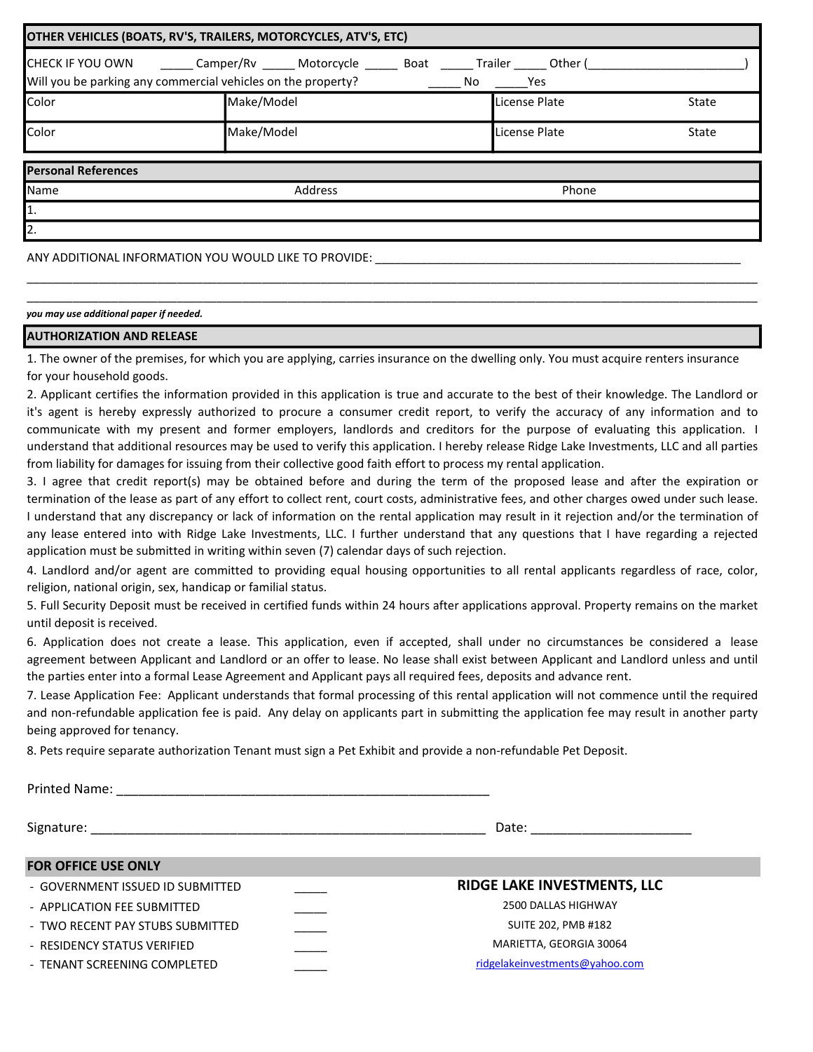## OTHER VEHICLES (BOATS, RV'S, TRAILERS, MOTORCYCLES, ATV'S, ETC)

CHECK IF YOU OWN _____ Camper/Rv _____ Motorcycle _____ Boat _____ Trailer _____ Other (______________________)

Will you be parking any commercial vehicles on the property? _____ No _____Yes

| Color | Make/Model | License Plate | State |
|---|---|---|---|
| Color | Make/Model | License Plate | State |

## Personal References

| Name | Address | Phone |
|---|---|---|
| 1. | | |
| 2. | | |

ANY ADDITIONAL INFORMATION YOU WOULD LIKE TO PROVIDE: ____________________________________________

_____________________________________________________________________________________________

_____________________________________________________________________________________________

***you may use additional paper if needed.***

## AUTHORIZATION AND RELEASE

1. The owner of the premises, for which you are applying, carries insurance on the dwelling only. You must acquire renters insurance for your household goods.
2. Applicant certifies the information provided in this application is true and accurate to the best of their knowledge. The Landlord or it's agent is hereby expressly authorized to procure a consumer credit report, to verify the accuracy of any information and to communicate with my present and former employers, landlords and creditors for the purpose of evaluating this application. I understand that additional resources may be used to verify this application. I hereby release Ridge Lake Investments, LLC and all parties from liability for damages for issuing from their collective good faith effort to process my rental application.
3. I agree that credit report(s) may be obtained before and during the term of the proposed lease and after the expiration or termination of the lease as part of any effort to collect rent, court costs, administrative fees, and other charges owed under such lease. I understand that any discrepancy or lack of information on the rental application may result in it rejection and/or the termination of any lease entered into with Ridge Lake Investments, LLC. I further understand that any questions that I have regarding a rejected application must be submitted in writing within seven (7) calendar days of such rejection.
4. Landlord and/or agent are committed to providing equal housing opportunities to all rental applicants regardless of race, color, religion, national origin, sex, handicap or familial status.
5. Full Security Deposit must be received in certified funds within 24 hours after applications approval. Property remains on the market until deposit is received.
6. Application does not create a lease. This application, even if accepted, shall under no circumstances be considered a lease agreement between Applicant and Landlord or an offer to lease. No lease shall exist between Applicant and Landlord unless and until the parties enter into a formal Lease Agreement and Applicant pays all required fees, deposits and advance rent.
7. Lease Application Fee: Applicant understands that formal processing of this rental application will not commence until the required and non-refundable application fee is paid. Any delay on applicants part in submitting the application fee may result in another party being approved for tenancy.
8. Pets require separate authorization Tenant must sign a Pet Exhibit and provide a non-refundable Pet Deposit.

Printed Name: ____________________________________________

Signature: ____________________________________________ Date: ____________________

## FOR OFFICE USE ONLY

- GOVERNMENT ISSUED ID SUBMITTED _____
- APPLICATION FEE SUBMITTED _____
- TWO RECENT PAY STUBS SUBMITTED _____
- RESIDENCY STATUS VERIFIED _____
- TENANT SCREENING COMPLETED _____

**RIDGE LAKE INVESTMENTS, LLC**
2500 DALLAS HIGHWAY
SUITE 202, PMB #182
MARIETTA, GEORGIA 30064
ridgelakeinvestments@yahoo.com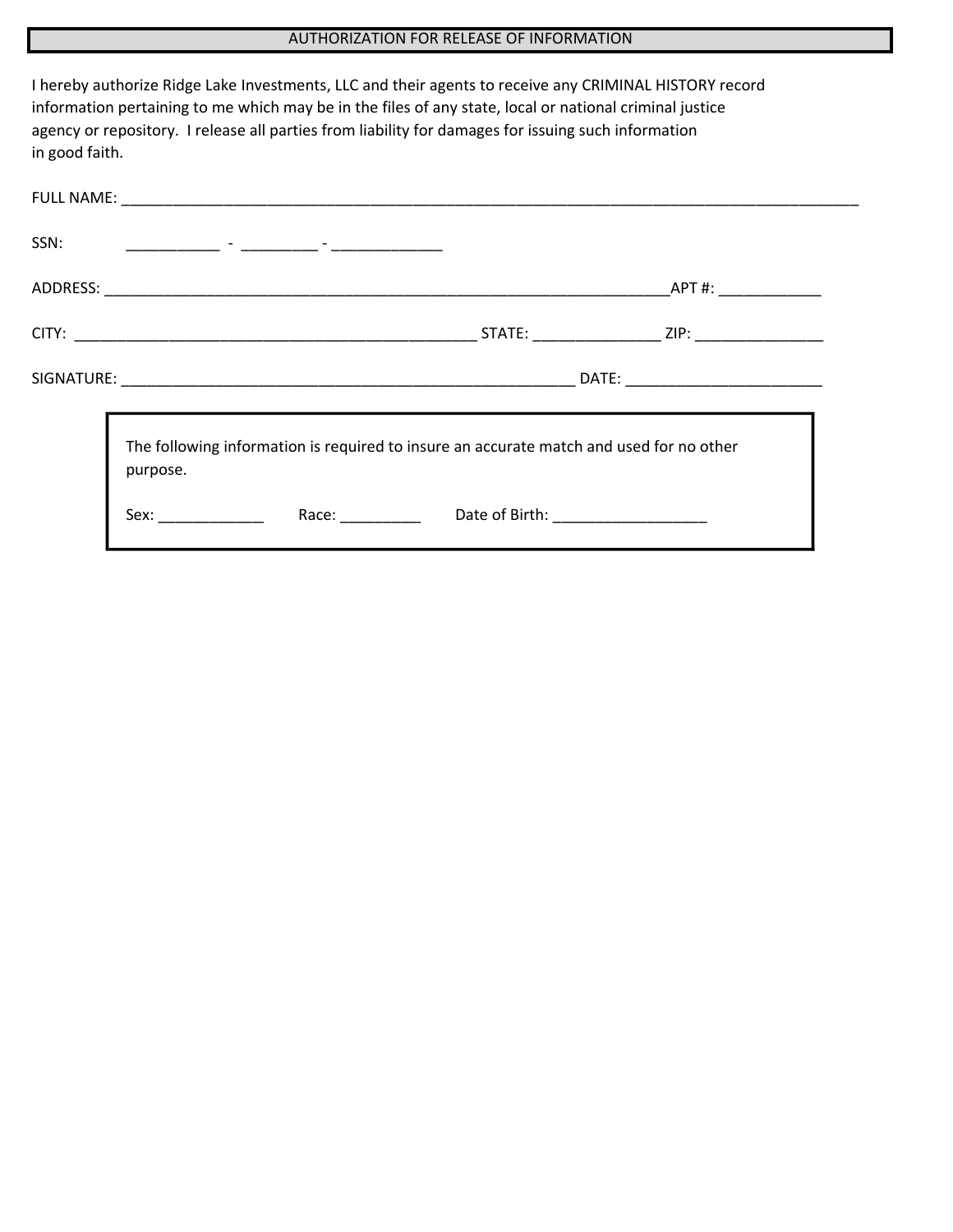## AUTHORIZATION FOR RELEASE OF INFORMATION

I hereby authorize Ridge Lake Investments, LLC and their agents to receive any CRIMINAL HISTORY record information pertaining to me which may be in the files of any state, local or national criminal justice agency or repository. I release all parties from liability for damages for issuing such information in good faith.

FULL NAME: ___________________________________________________________________________________________

SSN: ___________ - _________ - _____________

ADDRESS: ______________________________________________________________________APT #: ____________

CITY: _________________________________________________ STATE: _______________ ZIP: _______________

SIGNATURE: ________________________________________________________ DATE: _______________________

> The following information is required to insure an accurate match and used for no other purpose.
>
> Sex: _____________ Race: __________ Date of Birth: ___________________